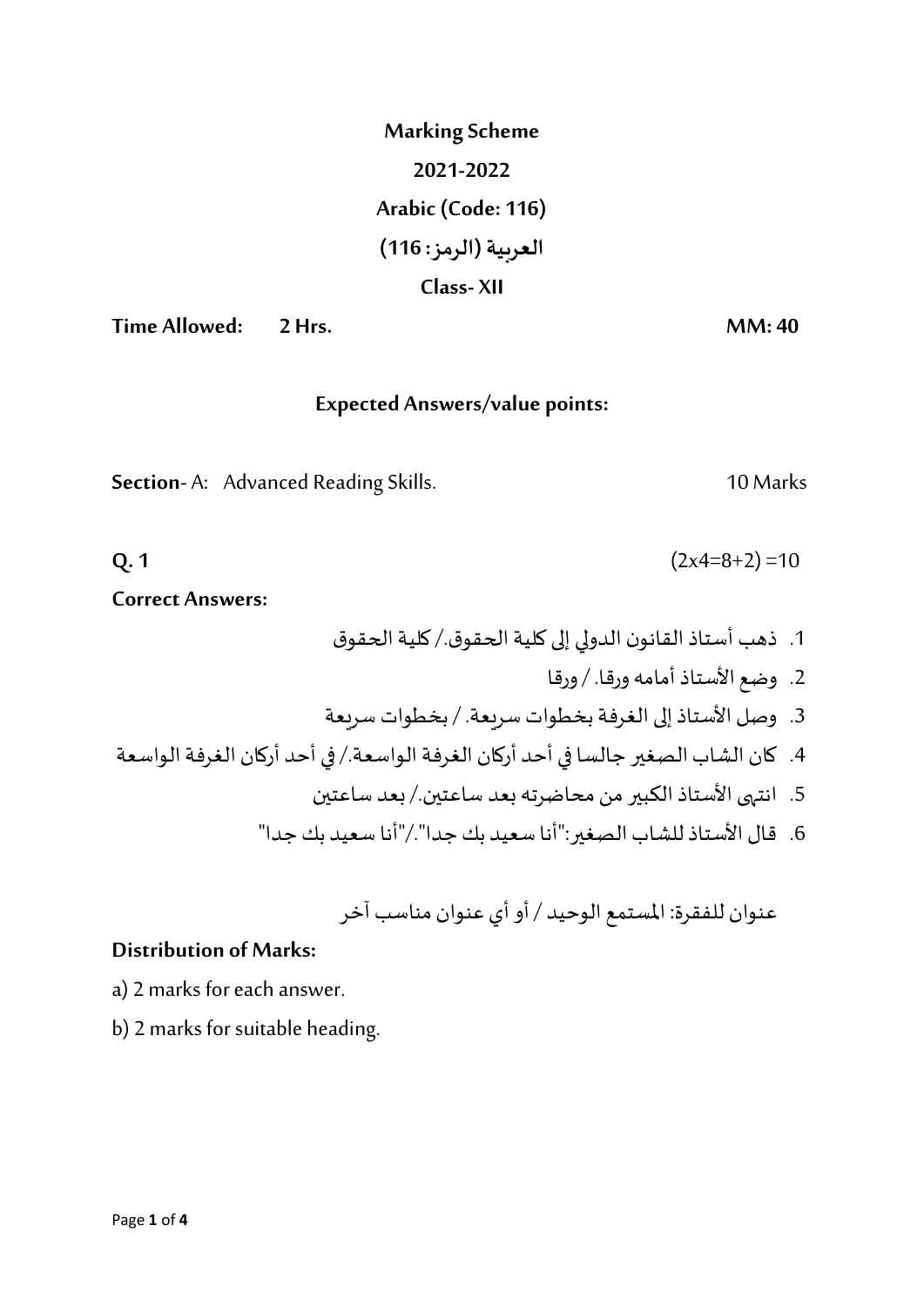# Marking Scheme

## 2021-2022

## Arabic (Code: 116)

## العربية (الرمز: 116)

## Class- XII

**Time Allowed: 2 Hrs.** **MM: 40**

### Expected Answers/value points:

**Section**- A: Advanced Reading Skills. 10 Marks

**Q. 1** (2x4=8+2) =10

**Correct Answers:**

1. ذهب أستاذ القانون الدولي إلى كلية الحقوق./ كلية الحقوق
2. وضع الأستاذ أمامه ورقا. / ورقا
3. وصل الأستاذ إلى الغرفة بخطوات سريعة. / بخطوات سريعة
4. كان الشاب الصغير جالسا في أحد أركان الغرفة الواسعة./ في أحد أركان الغرفة الواسعة
5. انتهى الأستاذ الكبير من محاضرته بعد ساعتين./ بعد ساعتين
6. قال الأستاذ للشاب الصغير:"أنا سعيد بك جدا"./"أنا سعيد بك جدا"

عنوان للفقرة: المستمع الوحيد / أو أي عنوان مناسب آخر

**Distribution of Marks:**

a) 2 marks for each answer.

b) 2 marks for suitable heading.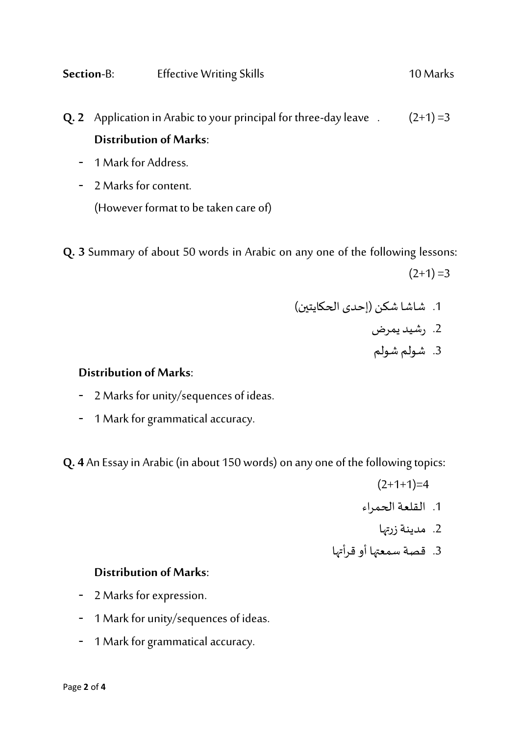**Section**-B: Effective Writing Skills 10 Marks

**Q. 2** Application in Arabic to your principal for three-day leave . (2+1) =3

**Distribution of Marks**:

- 1 Mark for Address.
- 2 Marks for content.

  (However format to be taken care of)

**Q. 3** Summary of about 50 words in Arabic on any one of the following lessons: (2+1) =3

1. شاشا شكن (إحدى الحكايتين)
2. رشيد يمرض
3. شولم شولم

**Distribution of Marks**:

- 2 Marks for unity/sequences of ideas.
- 1 Mark for grammatical accuracy.

**Q. 4** An Essay in Arabic (in about 150 words) on any one of the following topics: (2+1+1)=4

1. القلعة الحمراء
2. مدينة زرتها
3. قصة سمعتها أو قرأتها

**Distribution of Marks**:

- 2 Marks for expression.
- 1 Mark for unity/sequences of ideas.
- 1 Mark for grammatical accuracy.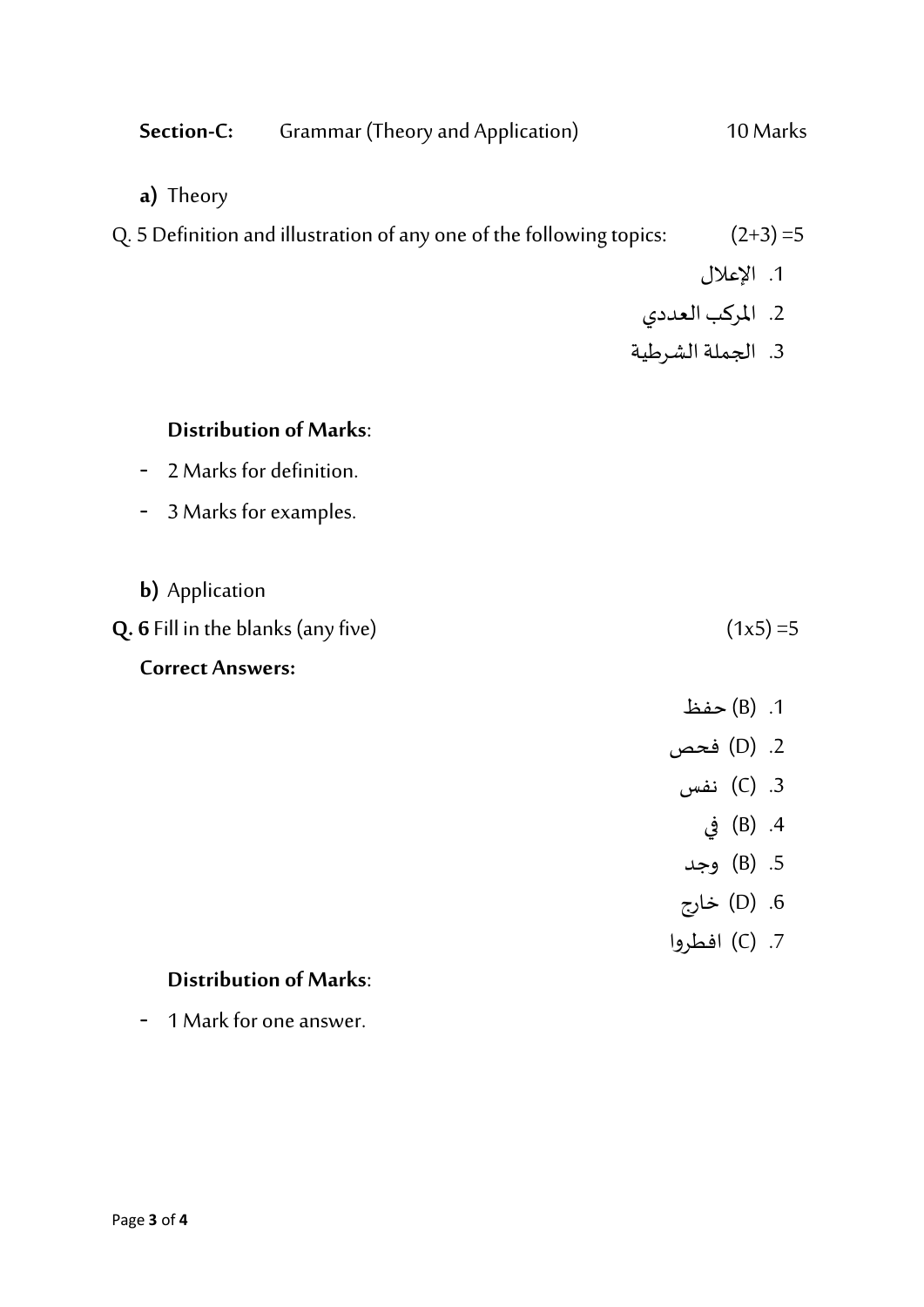**Section-C:** Grammar (Theory and Application) 10 Marks

**a)** Theory

Q. 5 Definition and illustration of any one of the following topics: (2+3) =5

1. الإعلال
2. المركب العددي
3. الجملة الشرطية

**Distribution of Marks**:

- 2 Marks for definition.
- 3 Marks for examples.

**b)** Application

**Q. 6** Fill in the blanks (any five) (1x5) =5

**Correct Answers:**

1. (B) حفظ
2. (D) فحص
3. (C) نفس
4. (B) في
5. (B) وجد
6. (D) خارج
7. (C) افطروا

**Distribution of Marks**:

- 1 Mark for one answer.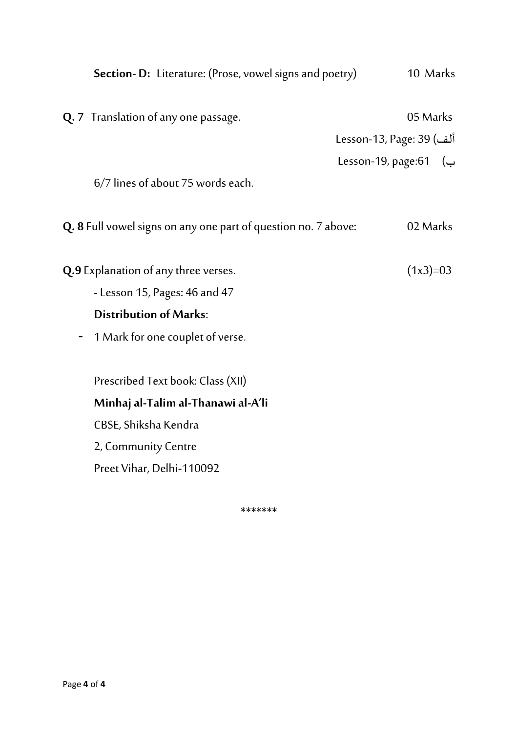**Section- D:** Literature: (Prose, vowel signs and poetry) 10 Marks

**Q. 7** Translation of any one passage. 05 Marks

ألف) Lesson-13, Page: 39

ب) Lesson-19, page:61

6/7 lines of about 75 words each.

**Q. 8** Full vowel signs on any one part of question no. 7 above: 02 Marks

**Q.9** Explanation of any three verses. (1x3)=03

- Lesson 15, Pages: 46 and 47

**Distribution of Marks**:

- 1 Mark for one couplet of verse.

Prescribed Text book: Class (XII)

**Minhaj al-Talim al-Thanawi al-A'li**

CBSE, Shiksha Kendra

2, Community Centre

Preet Vihar, Delhi-110092

*******